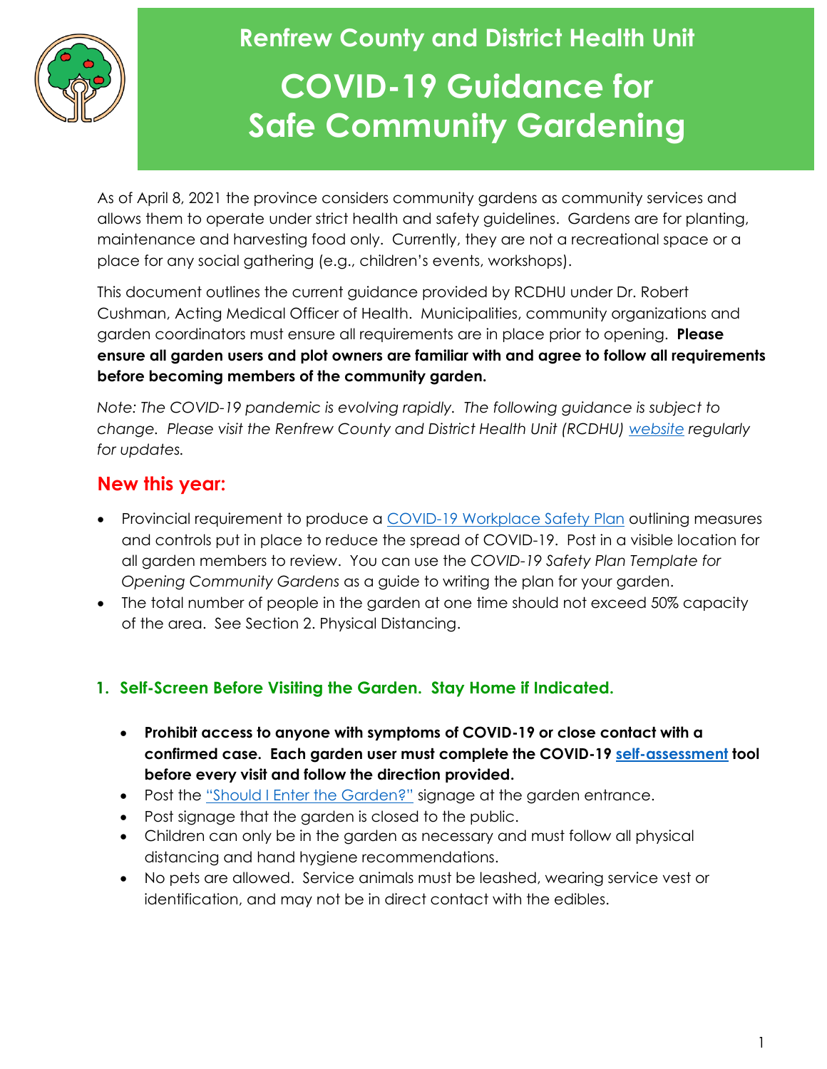# Renfrew County and District Health Unit

# COVID-19 Guidance for Safe Community Gardening

As of April 8, 2021 the province considers community gardens as community services and allows them to operate under strict health and safety guidelines. Gardens are for planting, maintenance and harvesting food only. Currently, they are not a recreational space or a place for any social gathering (e.g., children's events, workshops).

This document outlines the current guidance provided by RCDHU under Dr. Robert Cushman, Acting Medical Officer of Health. Municipalities, community organizations and garden coordinators must ensure all requirements are in place prior to opening. **Please ensure all garden users and plot owners are familiar with and agree to follow all requirements before becoming members of the community garden.**

*Note: The COVID-19 pandemic is evolving rapidly. The following guidance is subject to change. Please visit the Renfrew County and District Health Unit (RCDHU) website regularly for updates.*

## New this year:

- Provincial requirement to produce a COVID-19 Workplace Safety Plan outlining measures and controls put in place to reduce the spread of COVID-19. Post in a visible location for all garden members to review. You can use the *COVID-19 Safety Plan Template for Opening Community Gardens* as a guide to writing the plan for your garden.
- The total number of people in the garden at one time should not exceed 50% capacity of the area. See Section 2. Physical Distancing.

## 1. Self-Screen Before Visiting the Garden. Stay Home if Indicated.

- **Prohibit access to anyone with symptoms of COVID-19 or close contact with a confirmed case. Each garden user must complete the COVID-19 self-assessment tool before every visit and follow the direction provided.**
- Post the "Should I Enter the Garden?" signage at the garden entrance.
- Post signage that the garden is closed to the public.
- Children can only be in the garden as necessary and must follow all physical distancing and hand hygiene recommendations.
- No pets are allowed. Service animals must be leashed, wearing service vest or identification, and may not be in direct contact with the edibles.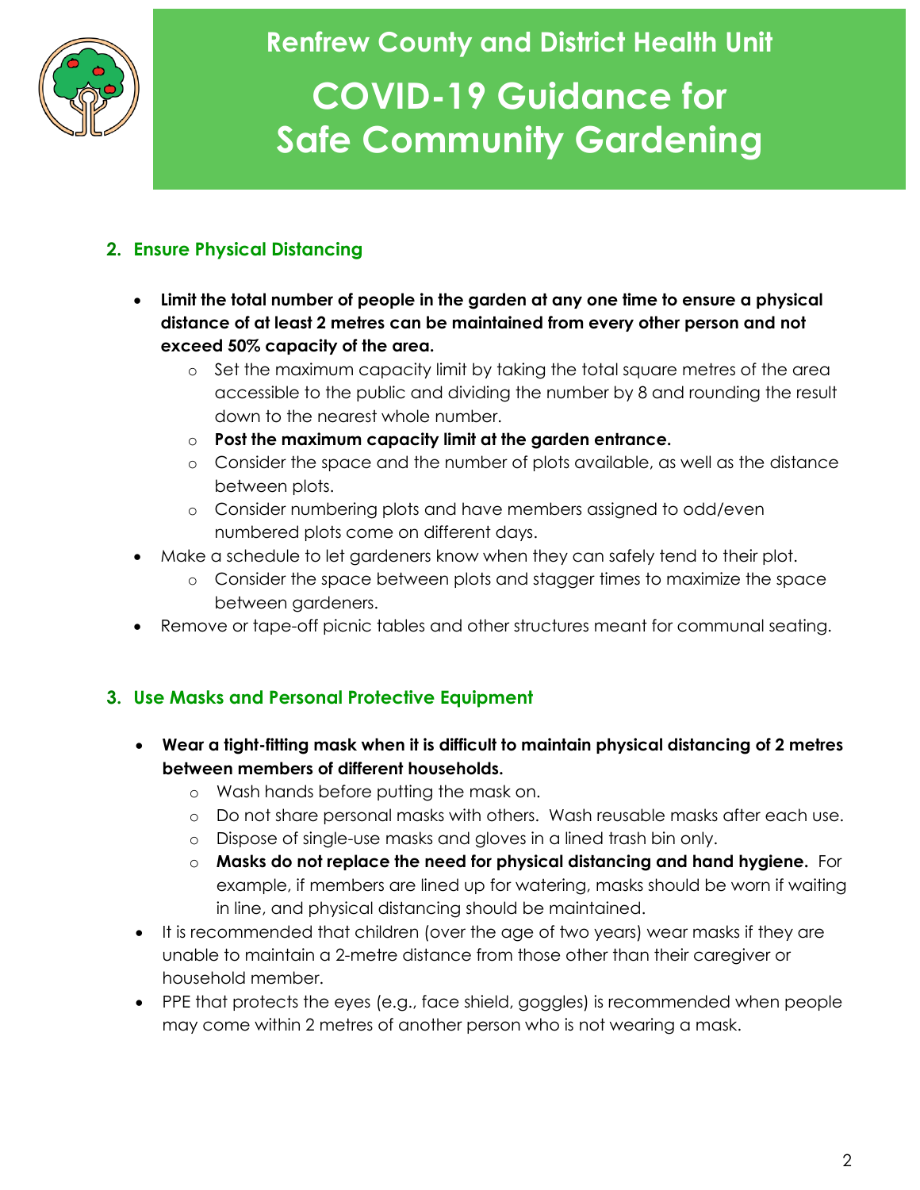## 2. Ensure Physical Distancing

- **Limit the total number of people in the garden at any one time to ensure a physical distance of at least 2 metres can be maintained from every other person and not exceed 50% capacity of the area.**
    - Set the maximum capacity limit by taking the total square metres of the area accessible to the public and dividing the number by 8 and rounding the result down to the nearest whole number.
    - **Post the maximum capacity limit at the garden entrance.**
    - Consider the space and the number of plots available, as well as the distance between plots.
    - Consider numbering plots and have members assigned to odd/even numbered plots come on different days.
- Make a schedule to let gardeners know when they can safely tend to their plot.
    - Consider the space between plots and stagger times to maximize the space between gardeners.
- Remove or tape-off picnic tables and other structures meant for communal seating.

## 3. Use Masks and Personal Protective Equipment

- **Wear a tight-fitting mask when it is difficult to maintain physical distancing of 2 metres between members of different households.**
    - Wash hands before putting the mask on.
    - Do not share personal masks with others. Wash reusable masks after each use.
    - Dispose of single-use masks and gloves in a lined trash bin only.
    - **Masks do not replace the need for physical distancing and hand hygiene.** For example, if members are lined up for watering, masks should be worn if waiting in line, and physical distancing should be maintained.
- It is recommended that children (over the age of two years) wear masks if they are unable to maintain a 2-metre distance from those other than their caregiver or household member.
- PPE that protects the eyes (e.g., face shield, goggles) is recommended when people may come within 2 metres of another person who is not wearing a mask.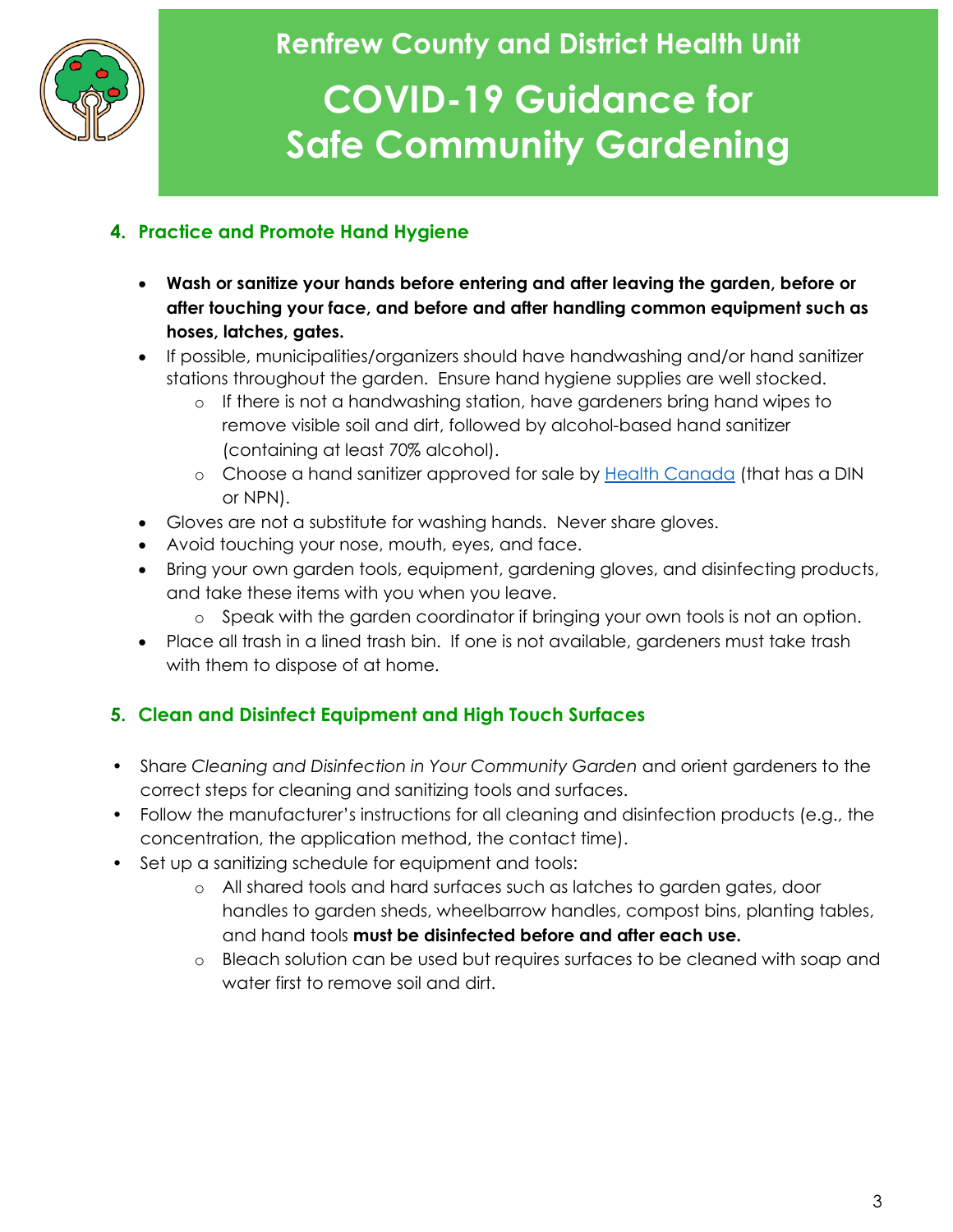# Renfrew County and District Health Unit

# COVID-19 Guidance for Safe Community Gardening

## 4. Practice and Promote Hand Hygiene

- **Wash or sanitize your hands before entering and after leaving the garden, before or after touching your face, and before and after handling common equipment such as hoses, latches, gates.**
- If possible, municipalities/organizers should have handwashing and/or hand sanitizer stations throughout the garden. Ensure hand hygiene supplies are well stocked.
  - If there is not a handwashing station, have gardeners bring hand wipes to remove visible soil and dirt, followed by alcohol-based hand sanitizer (containing at least 70% alcohol).
  - Choose a hand sanitizer approved for sale by Health Canada (that has a DIN or NPN).
- Gloves are not a substitute for washing hands. Never share gloves.
- Avoid touching your nose, mouth, eyes, and face.
- Bring your own garden tools, equipment, gardening gloves, and disinfecting products, and take these items with you when you leave.
  - Speak with the garden coordinator if bringing your own tools is not an option.
- Place all trash in a lined trash bin. If one is not available, gardeners must take trash with them to dispose of at home.

## 5. Clean and Disinfect Equipment and High Touch Surfaces

- Share *Cleaning and Disinfection in Your Community Garden* and orient gardeners to the correct steps for cleaning and sanitizing tools and surfaces.
- Follow the manufacturer's instructions for all cleaning and disinfection products (e.g., the concentration, the application method, the contact time).
- Set up a sanitizing schedule for equipment and tools:
  - All shared tools and hard surfaces such as latches to garden gates, door handles to garden sheds, wheelbarrow handles, compost bins, planting tables, and hand tools **must be disinfected before and after each use.**
  - Bleach solution can be used but requires surfaces to be cleaned with soap and water first to remove soil and dirt.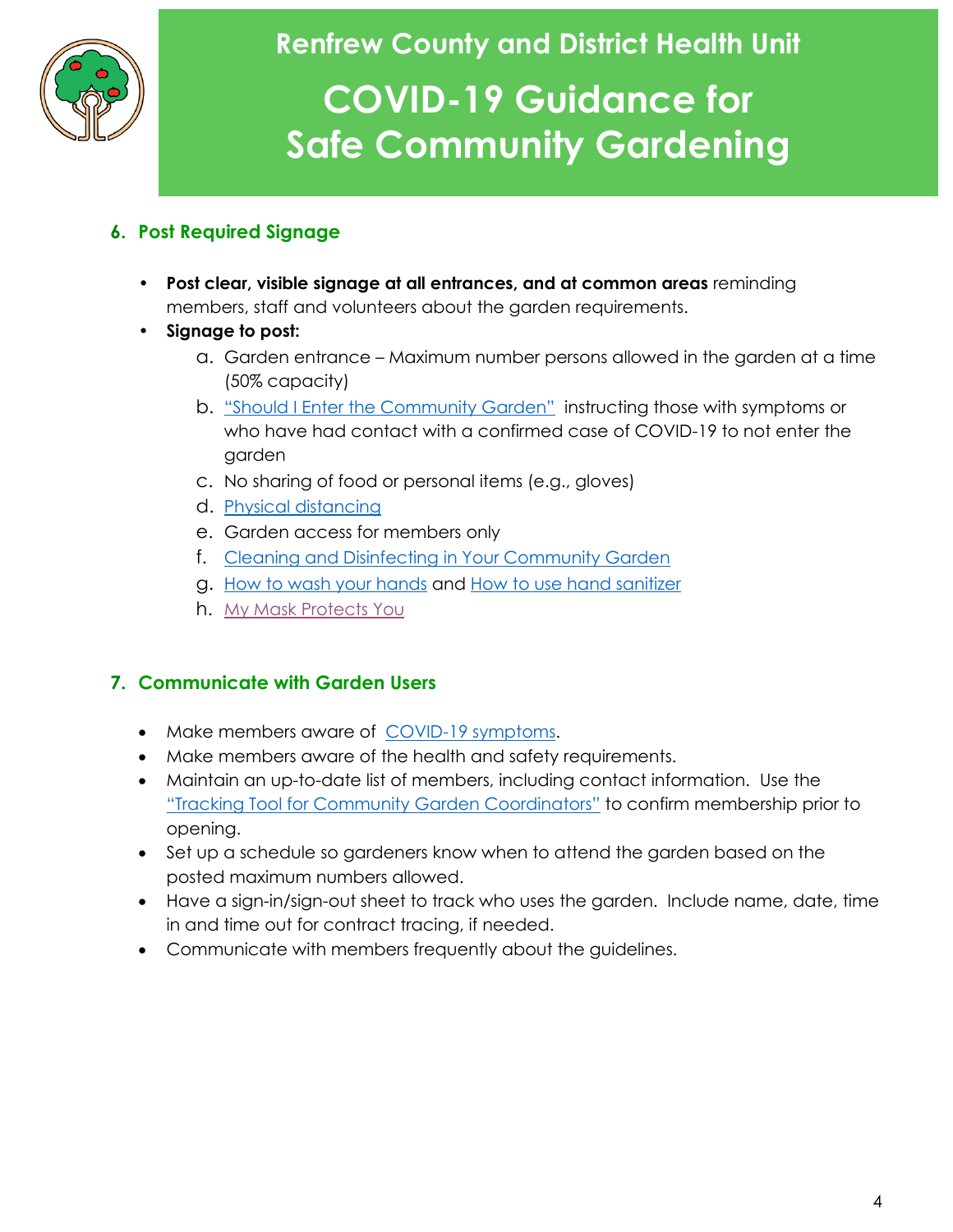## 6. Post Required Signage

- **Post clear, visible signage at all entrances, and at common areas** reminding members, staff and volunteers about the garden requirements.
- **Signage to post:**
  a. Garden entrance – Maximum number persons allowed in the garden at a time (50% capacity)
  b. "Should I Enter the Community Garden" instructing those with symptoms or who have had contact with a confirmed case of COVID-19 to not enter the garden
  c. No sharing of food or personal items (e.g., gloves)
  d. Physical distancing
  e. Garden access for members only
  f. Cleaning and Disinfecting in Your Community Garden
  g. How to wash your hands and How to use hand sanitizer
  h. My Mask Protects You

## 7. Communicate with Garden Users

- Make members aware of COVID-19 symptoms.
- Make members aware of the health and safety requirements.
- Maintain an up-to-date list of members, including contact information. Use the "Tracking Tool for Community Garden Coordinators" to confirm membership prior to opening.
- Set up a schedule so gardeners know when to attend the garden based on the posted maximum numbers allowed.
- Have a sign-in/sign-out sheet to track who uses the garden. Include name, date, time in and time out for contract tracing, if needed.
- Communicate with members frequently about the guidelines.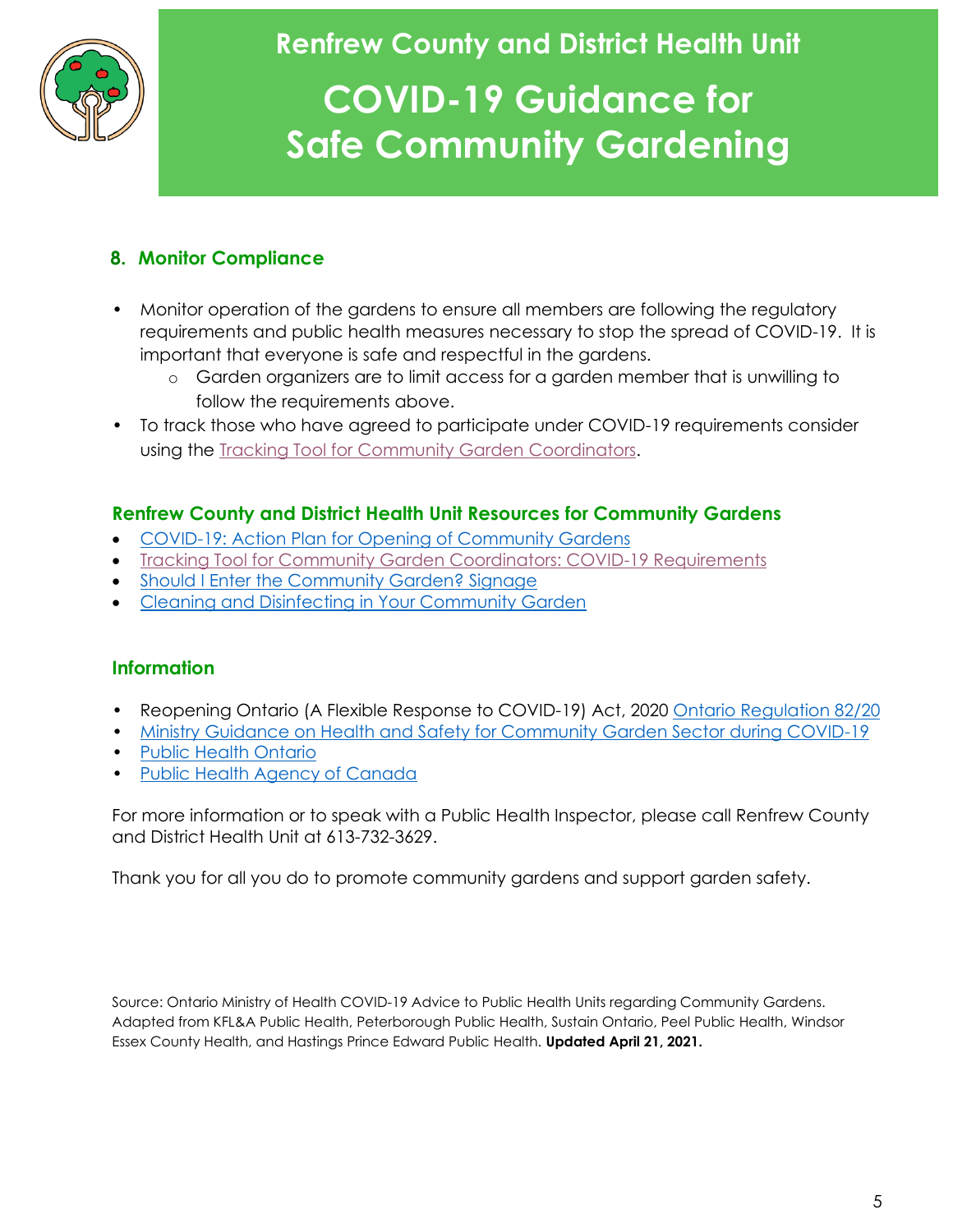# Renfrew County and District Health Unit

# COVID-19 Guidance for Safe Community Gardening

## 8. Monitor Compliance

- Monitor operation of the gardens to ensure all members are following the regulatory requirements and public health measures necessary to stop the spread of COVID-19. It is important that everyone is safe and respectful in the gardens.
  - Garden organizers are to limit access for a garden member that is unwilling to follow the requirements above.
- To track those who have agreed to participate under COVID-19 requirements consider using the Tracking Tool for Community Garden Coordinators.

### Renfrew County and District Health Unit Resources for Community Gardens

- COVID-19: Action Plan for Opening of Community Gardens
- Tracking Tool for Community Garden Coordinators: COVID-19 Requirements
- Should I Enter the Community Garden? Signage
- Cleaning and Disinfecting in Your Community Garden

### Information

- Reopening Ontario (A Flexible Response to COVID-19) Act, 2020 Ontario Regulation 82/20
- Ministry Guidance on Health and Safety for Community Garden Sector during COVID-19
- Public Health Ontario
- Public Health Agency of Canada

For more information or to speak with a Public Health Inspector, please call Renfrew County and District Health Unit at 613-732-3629.

Thank you for all you do to promote community gardens and support garden safety.

Source: Ontario Ministry of Health COVID-19 Advice to Public Health Units regarding Community Gardens. Adapted from KFL&A Public Health, Peterborough Public Health, Sustain Ontario, Peel Public Health, Windsor Essex County Health, and Hastings Prince Edward Public Health. **Updated April 21, 2021.**